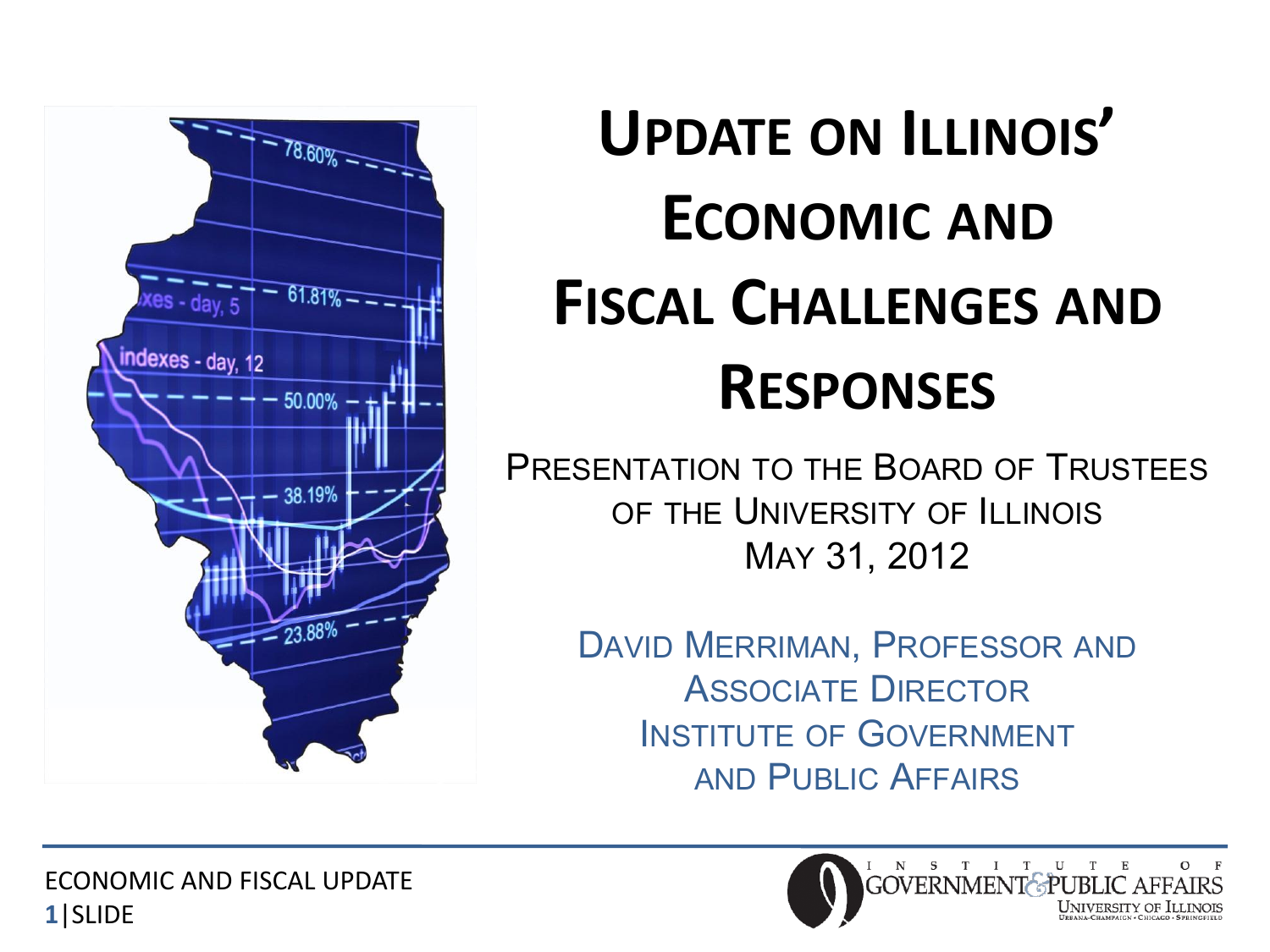# Update on Illinois' Economic and Fiscal Challenges and Responses

Presentation to the Board of Trustees of the University of Illinois

May 31, 2012

David Merriman, Professor and Associate Director

Institute of Government and Public Affairs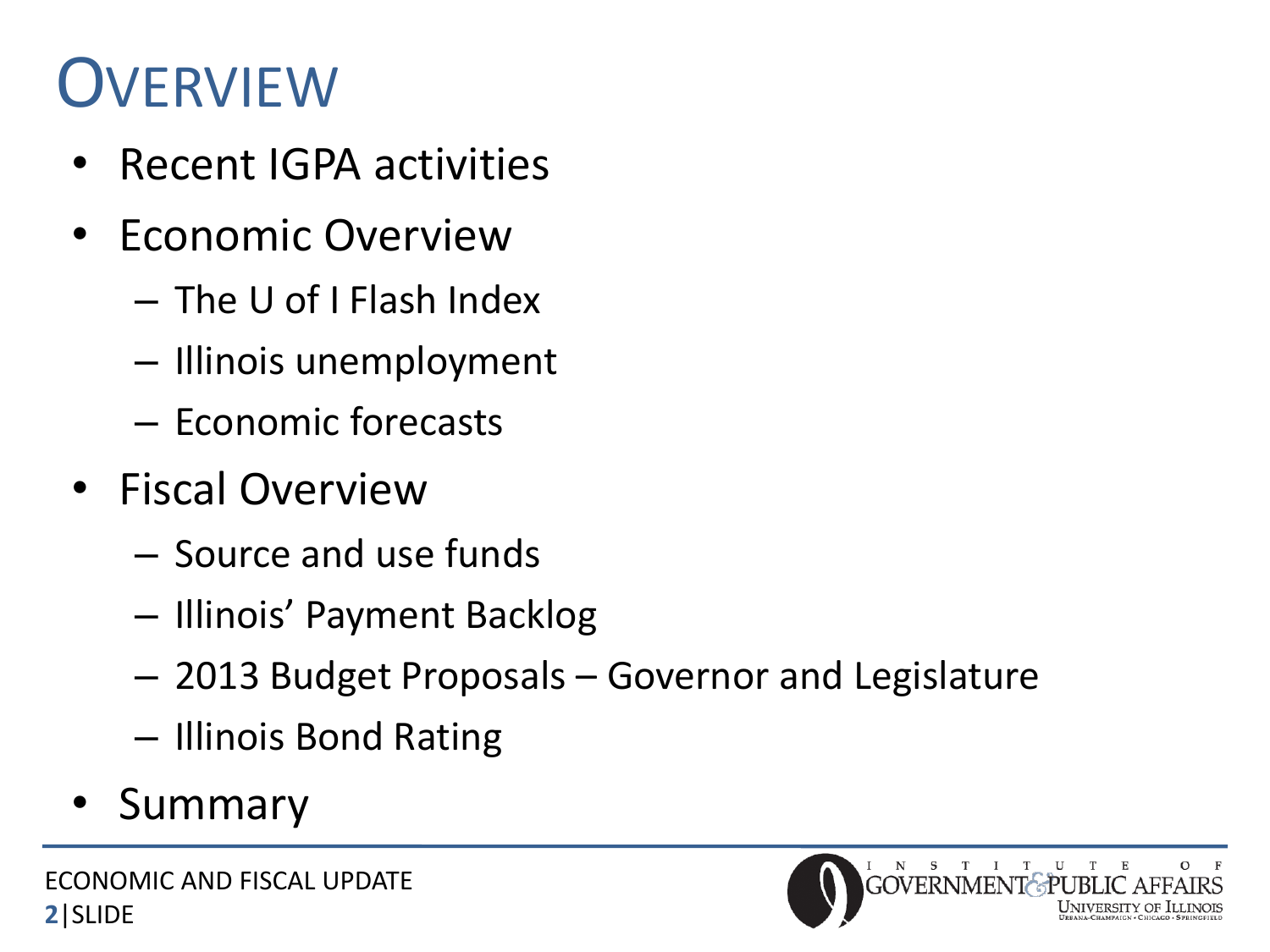# Overview

- Recent IGPA activities
- Economic Overview
  - The U of I Flash Index
  - Illinois unemployment
  - Economic forecasts
- Fiscal Overview
  - Source and use funds
  - Illinois' Payment Backlog
  - 2013 Budget Proposals – Governor and Legislature
  - Illinois Bond Rating
- Summary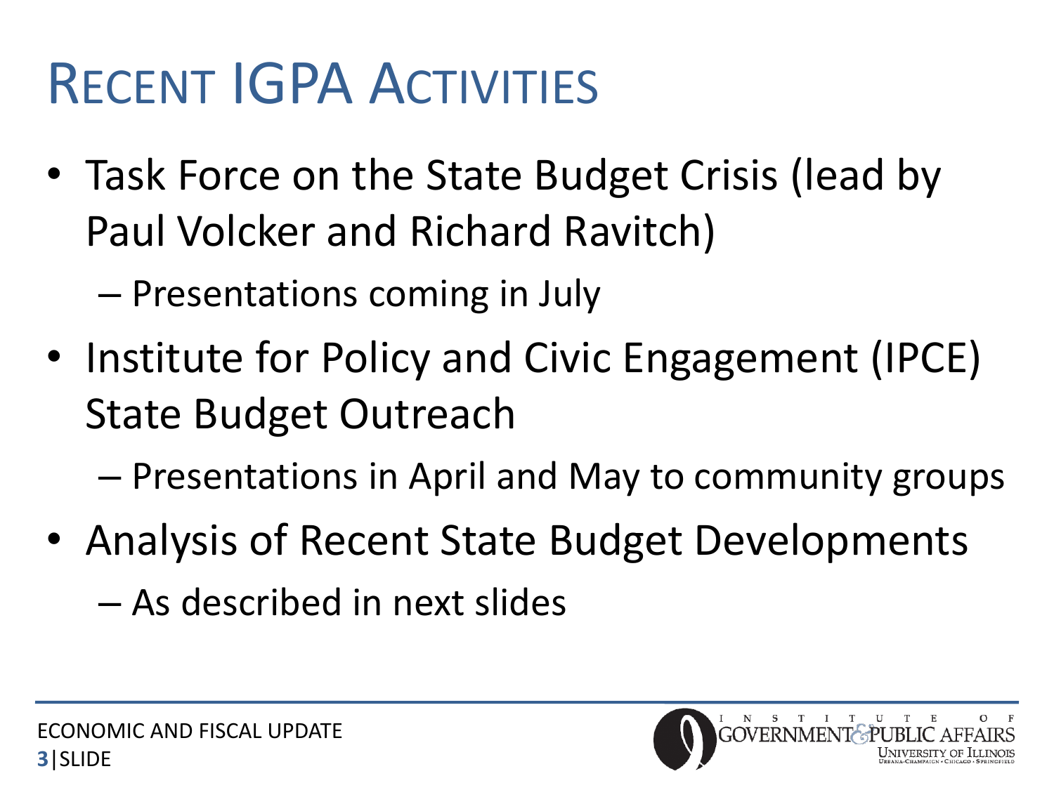# Recent IGPA Activities

- Task Force on the State Budget Crisis (lead by Paul Volcker and Richard Ravitch)
  - Presentations coming in July
- Institute for Policy and Civic Engagement (IPCE) State Budget Outreach
  - Presentations in April and May to community groups
- Analysis of Recent State Budget Developments
  - As described in next slides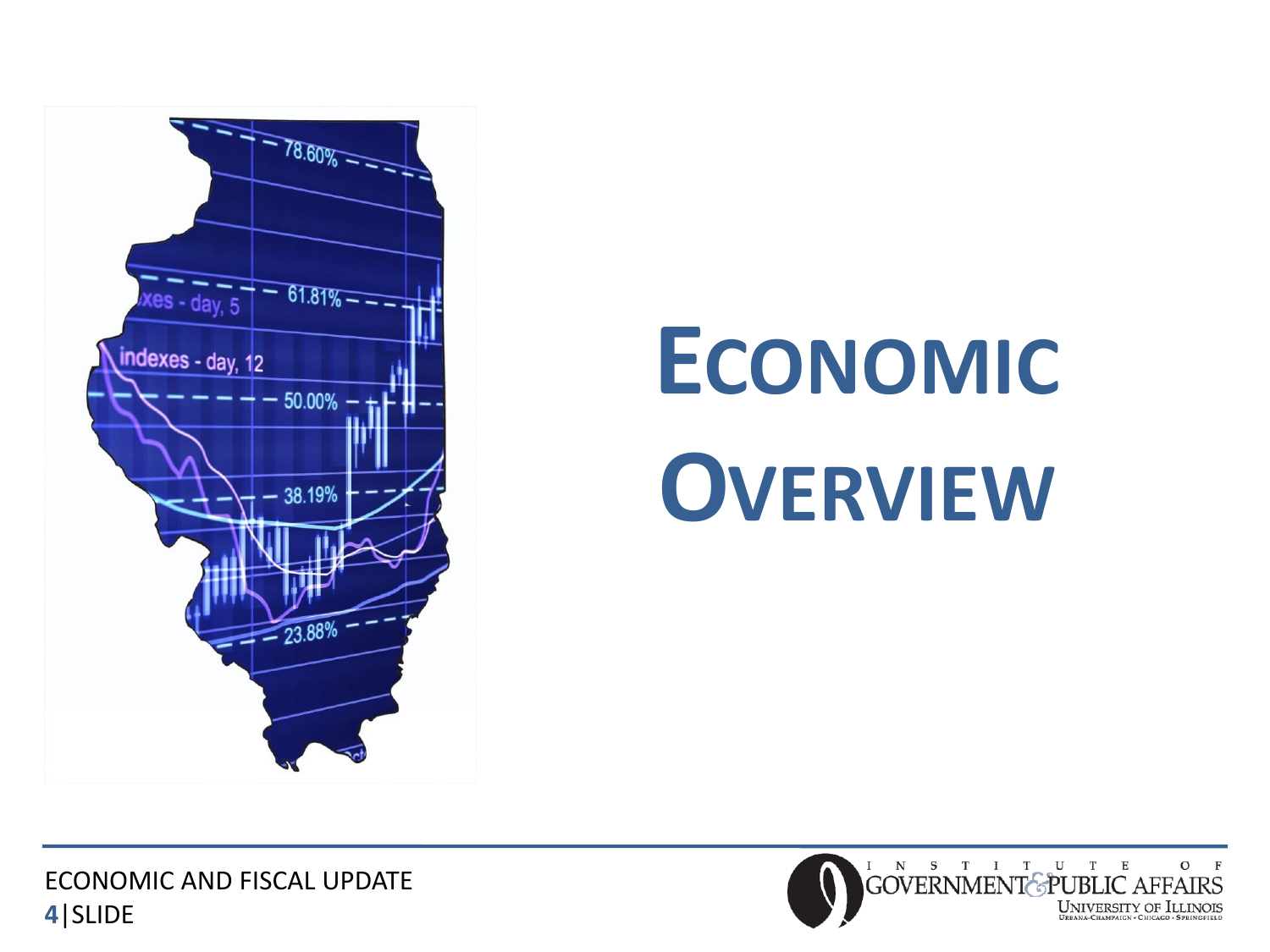# ECONOMIC OVERVIEW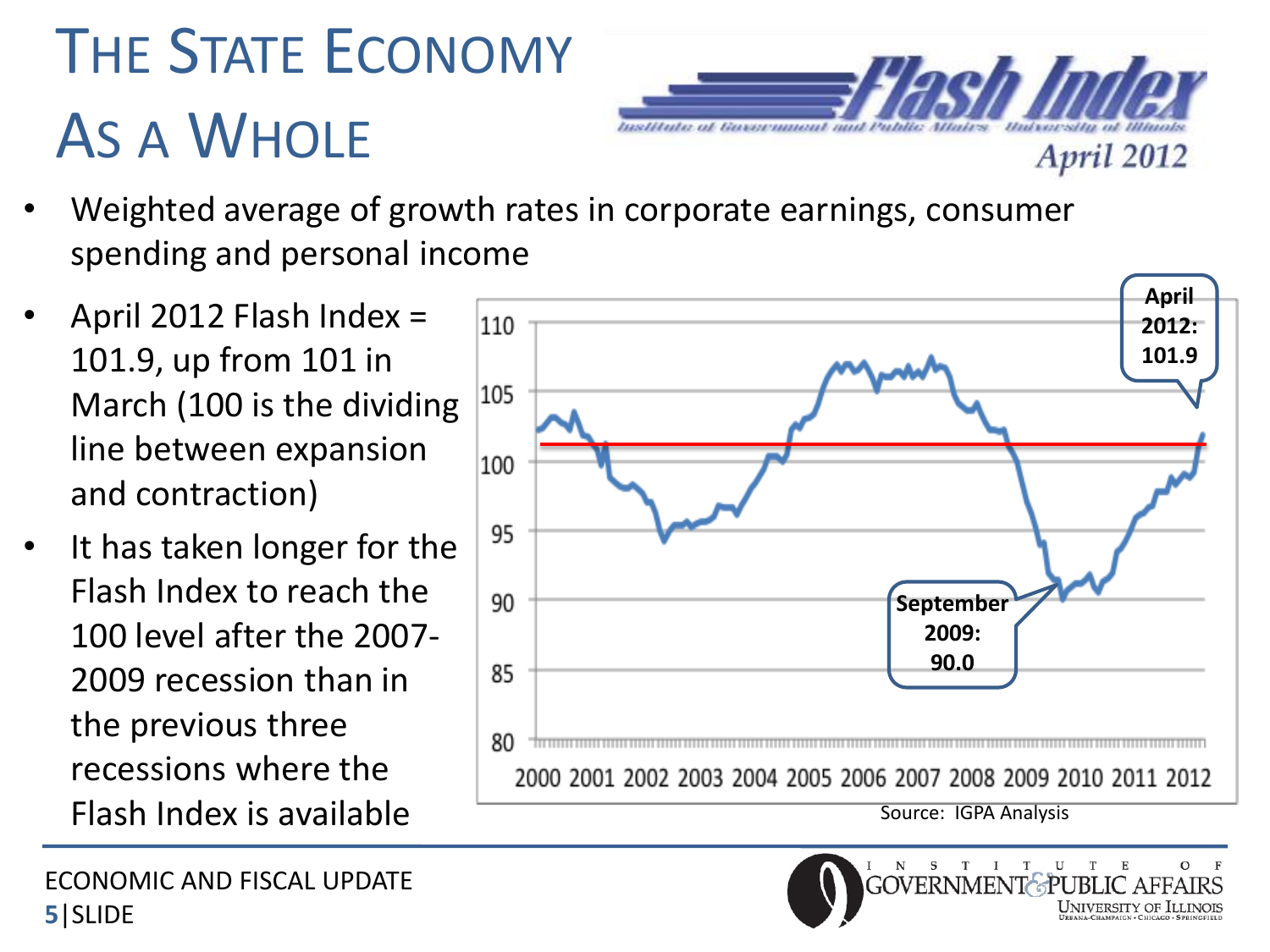# The State Economy As a Whole

Flash Index
Institute of Government and Public Affairs University of Illinois
April 2012

- Weighted average of growth rates in corporate earnings, consumer spending and personal income
- April 2012 Flash Index = 101.9, up from 101 in March (100 is the dividing line between expansion and contraction)
- It has taken longer for the Flash Index to reach the 100 level after the 2007-2009 recession than in the previous three recessions where the Flash Index is available

April 2012: 101.9

September 2009: 90.0

Source: IGPA Analysis

ECONOMIC AND FISCAL UPDATE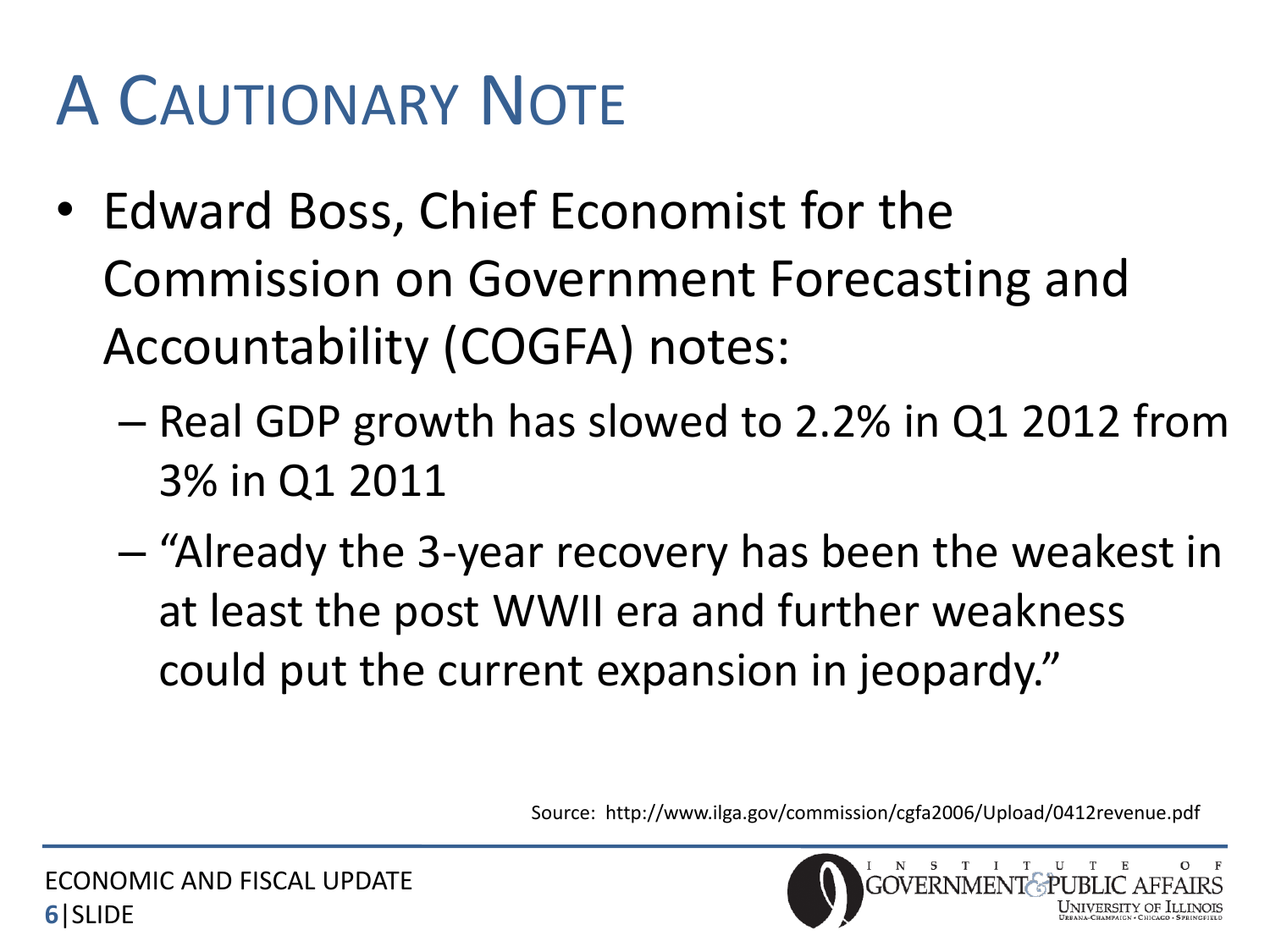# A Cautionary Note

- Edward Boss, Chief Economist for the Commission on Government Forecasting and Accountability (COGFA) notes:
  - Real GDP growth has slowed to 2.2% in Q1 2012 from 3% in Q1 2011
  - "Already the 3-year recovery has been the weakest in at least the post WWII era and further weakness could put the current expansion in jeopardy."

Source: http://www.ilga.gov/commission/cgfa2006/Upload/0412revenue.pdf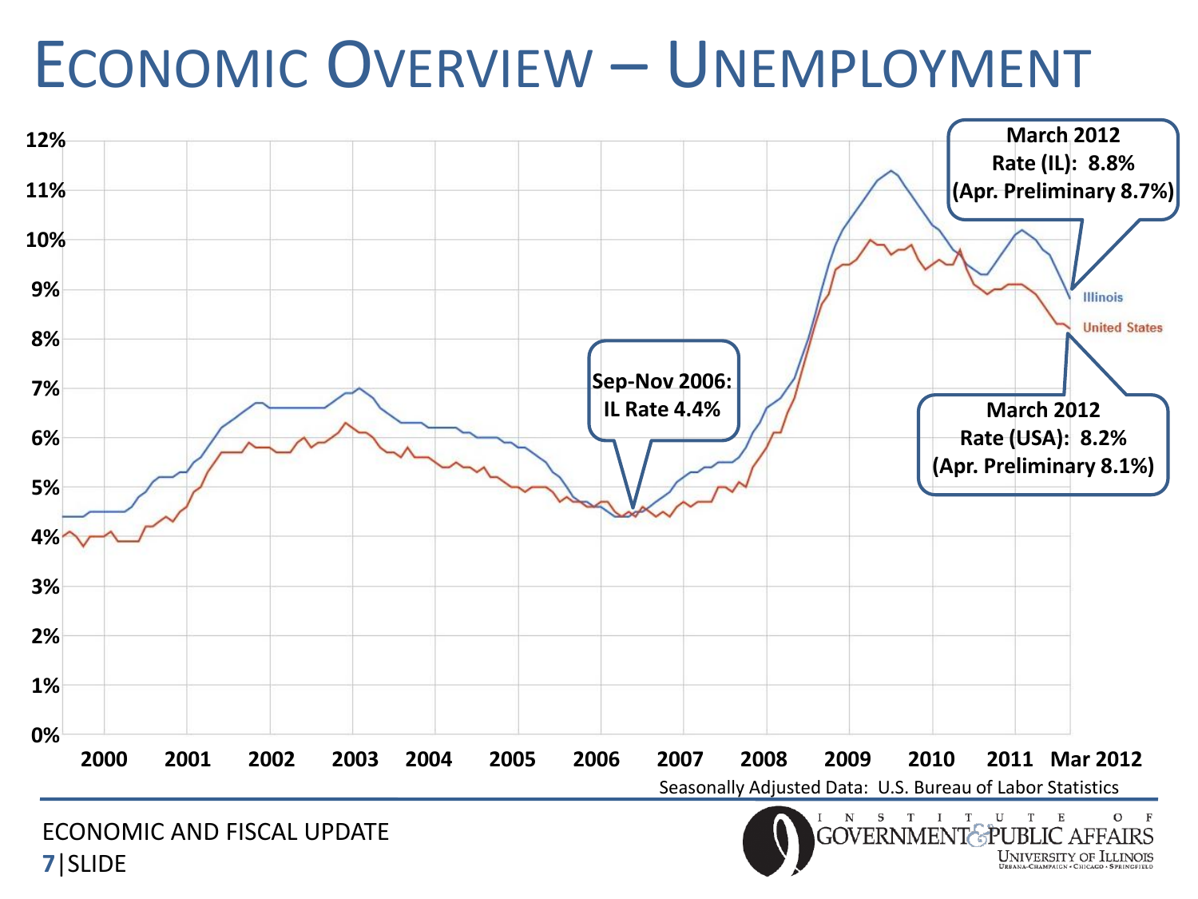# Economic Overview – Unemployment

March 2012
Rate (IL): 8.8%
(Apr. Preliminary 8.7%)

Sep-Nov 2006:
IL Rate 4.4%

March 2012
Rate (USA): 8.2%
(Apr. Preliminary 8.1%)

Illinois

United States

Seasonally Adjusted Data: U.S. Bureau of Labor Statistics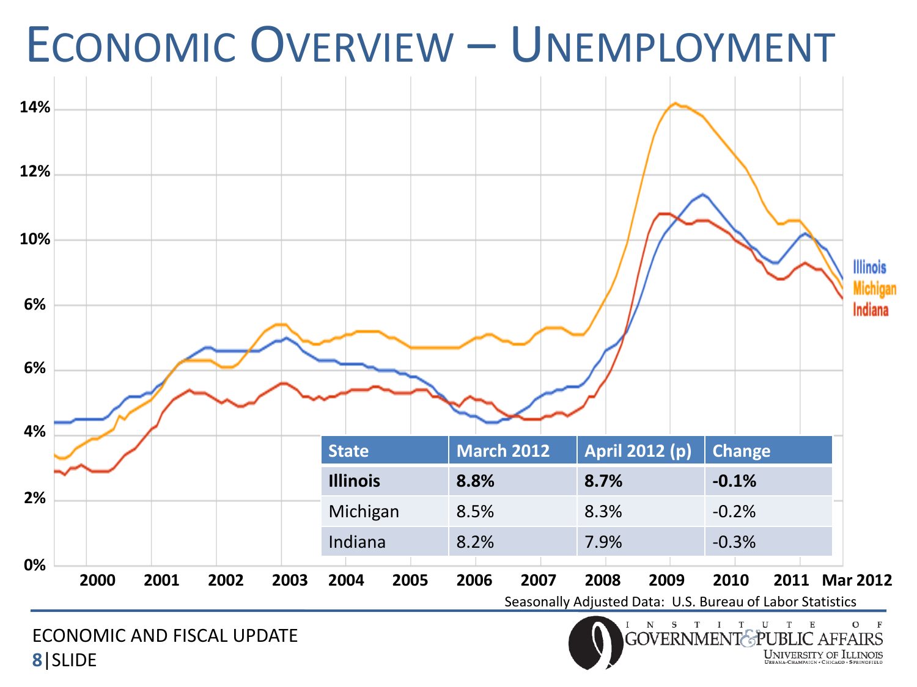# Economic Overview – Unemployment

| State | March 2012 | April 2012 (p) | Change |
|---|---|---|---|
| **Illinois** | **8.8%** | **8.7%** | **-0.1%** |
| Michigan | 8.5% | 8.3% | -0.2% |
| Indiana | 8.2% | 7.9% | -0.3% |

Seasonally Adjusted Data: U.S. Bureau of Labor Statistics

ECONOMIC AND FISCAL UPDATE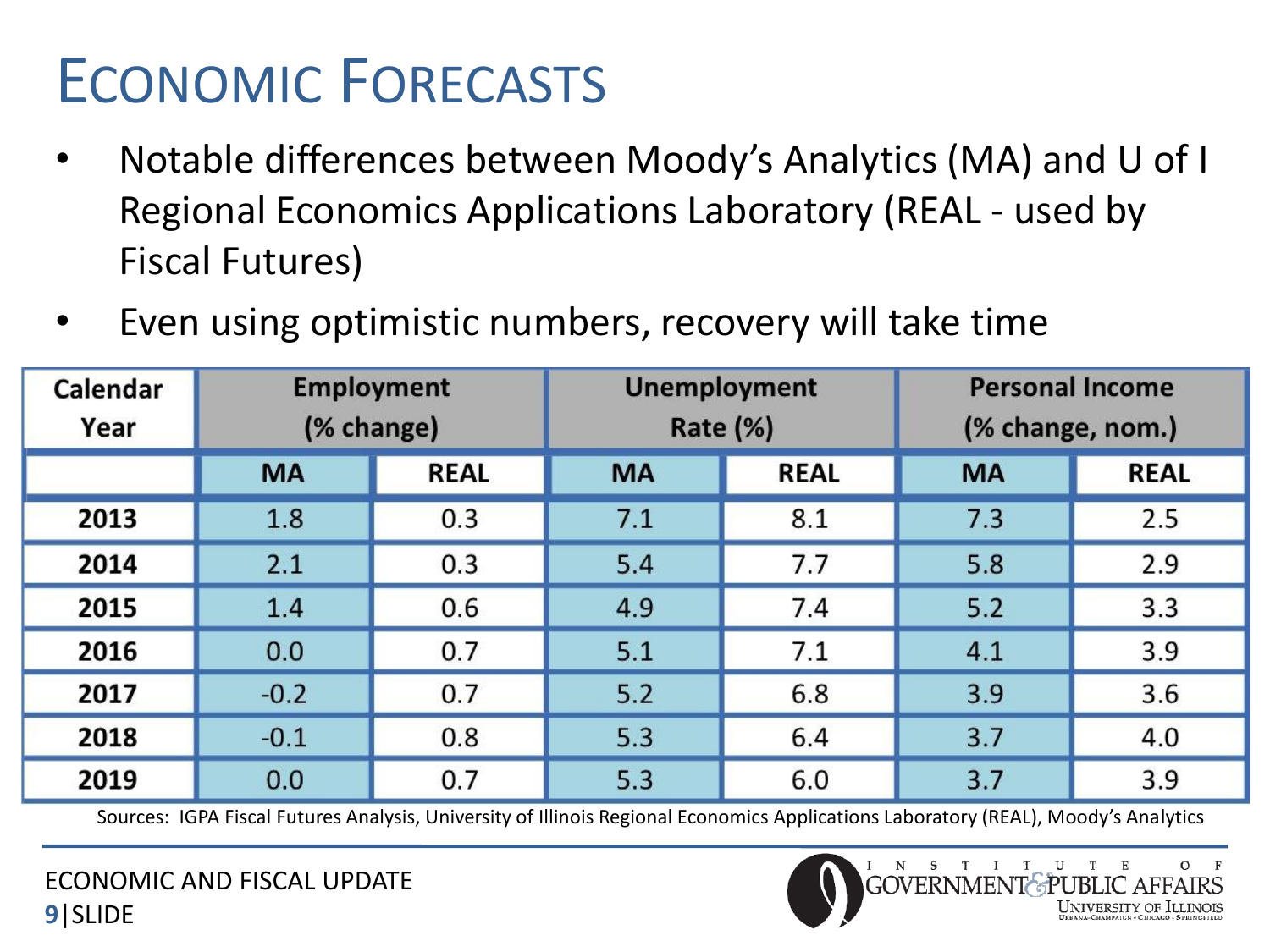# Economic Forecasts

- Notable differences between Moody's Analytics (MA) and U of I Regional Economics Applications Laboratory (REAL - used by Fiscal Futures)
- Even using optimistic numbers, recovery will take time

| Calendar Year | Employment (% change) | | Unemployment Rate (%) | | Personal Income (% change, nom.) | |
|---|---|---|---|---|---|---|
| | MA | REAL | MA | REAL | MA | REAL |
| 2013 | 1.8 | 0.3 | 7.1 | 8.1 | 7.3 | 2.5 |
| 2014 | 2.1 | 0.3 | 5.4 | 7.7 | 5.8 | 2.9 |
| 2015 | 1.4 | 0.6 | 4.9 | 7.4 | 5.2 | 3.3 |
| 2016 | 0.0 | 0.7 | 5.1 | 7.1 | 4.1 | 3.9 |
| 2017 | -0.2 | 0.7 | 5.2 | 6.8 | 3.9 | 3.6 |
| 2018 | -0.1 | 0.8 | 5.3 | 6.4 | 3.7 | 4.0 |
| 2019 | 0.0 | 0.7 | 5.3 | 6.0 | 3.7 | 3.9 |

Sources: IGPA Fiscal Futures Analysis, University of Illinois Regional Economics Applications Laboratory (REAL), Moody's Analytics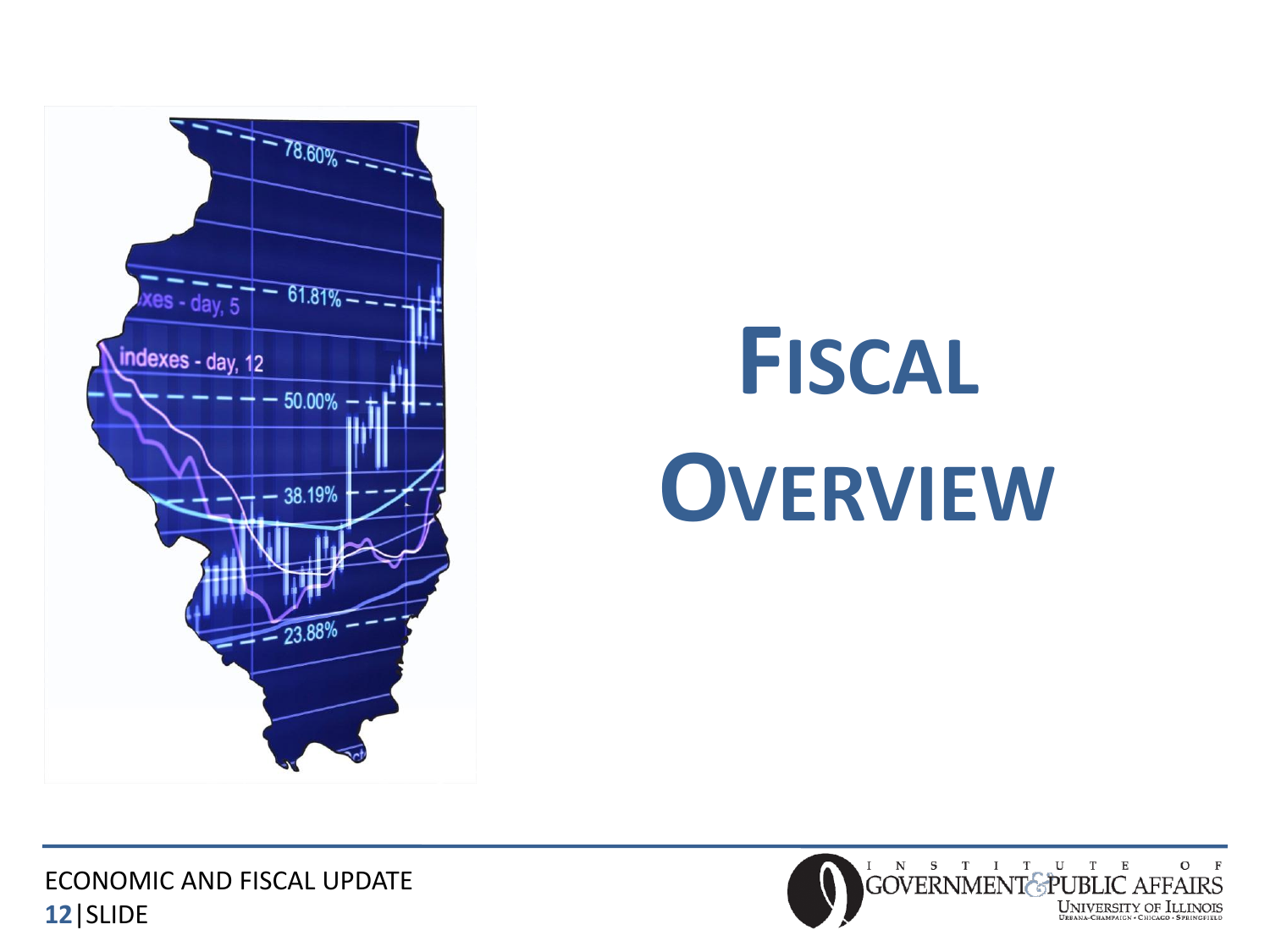# Fiscal Overview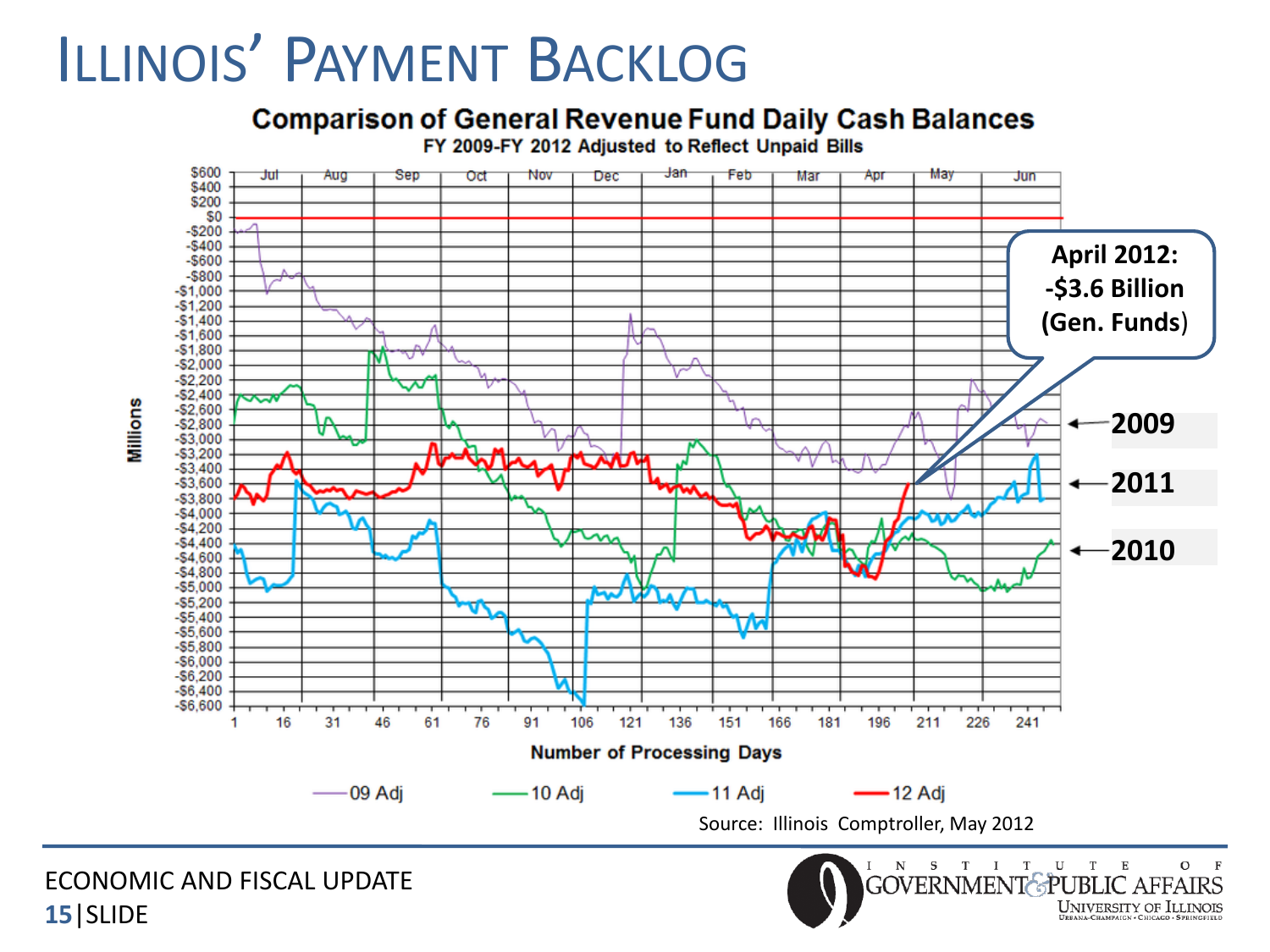# ILLINOIS' PAYMENT BACKLOG

**Comparison of General Revenue Fund Daily Cash Balances**

FY 2009-FY 2012 Adjusted to Reflect Unpaid Bills

April 2012: -$3.6 Billion (Gen. Funds)

2009

2011

2010

Millions

Number of Processing Days

09 Adj — 10 Adj — 11 Adj — 12 Adj

Source: Illinois Comptroller, May 2012

ECONOMIC AND FISCAL UPDATE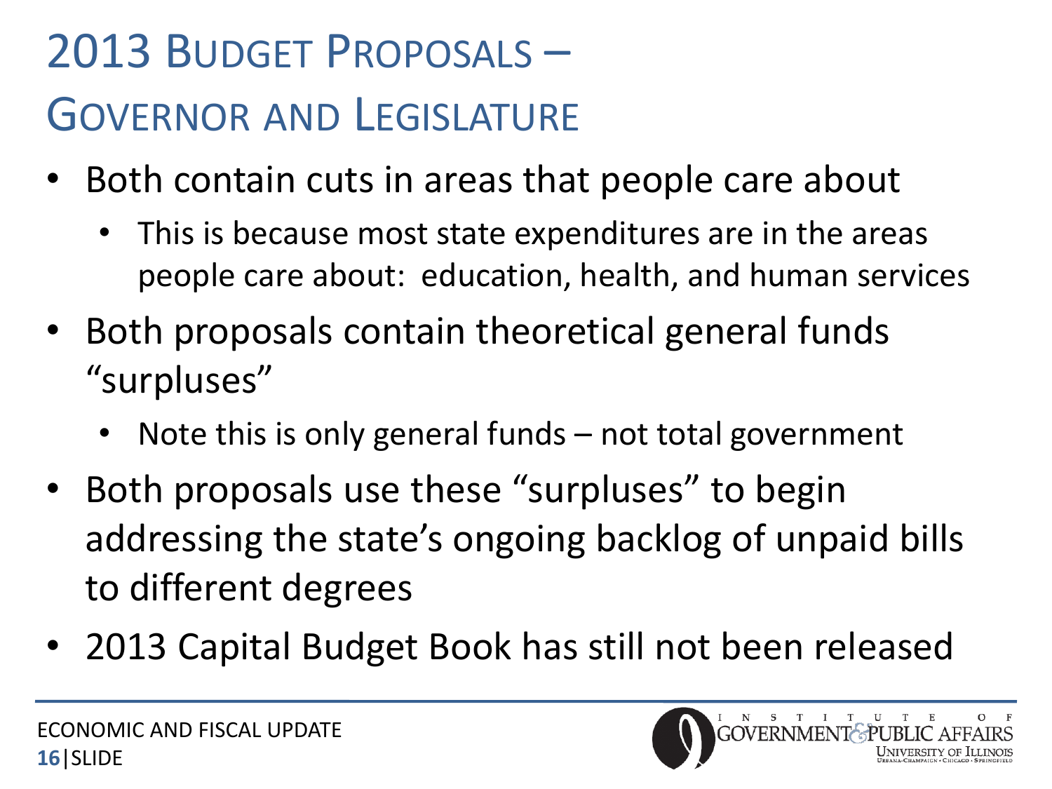# 2013 Budget Proposals – Governor and Legislature

- Both contain cuts in areas that people care about
  - This is because most state expenditures are in the areas people care about: education, health, and human services
- Both proposals contain theoretical general funds "surpluses"
  - Note this is only general funds – not total government
- Both proposals use these "surpluses" to begin addressing the state's ongoing backlog of unpaid bills to different degrees
- 2013 Capital Budget Book has still not been released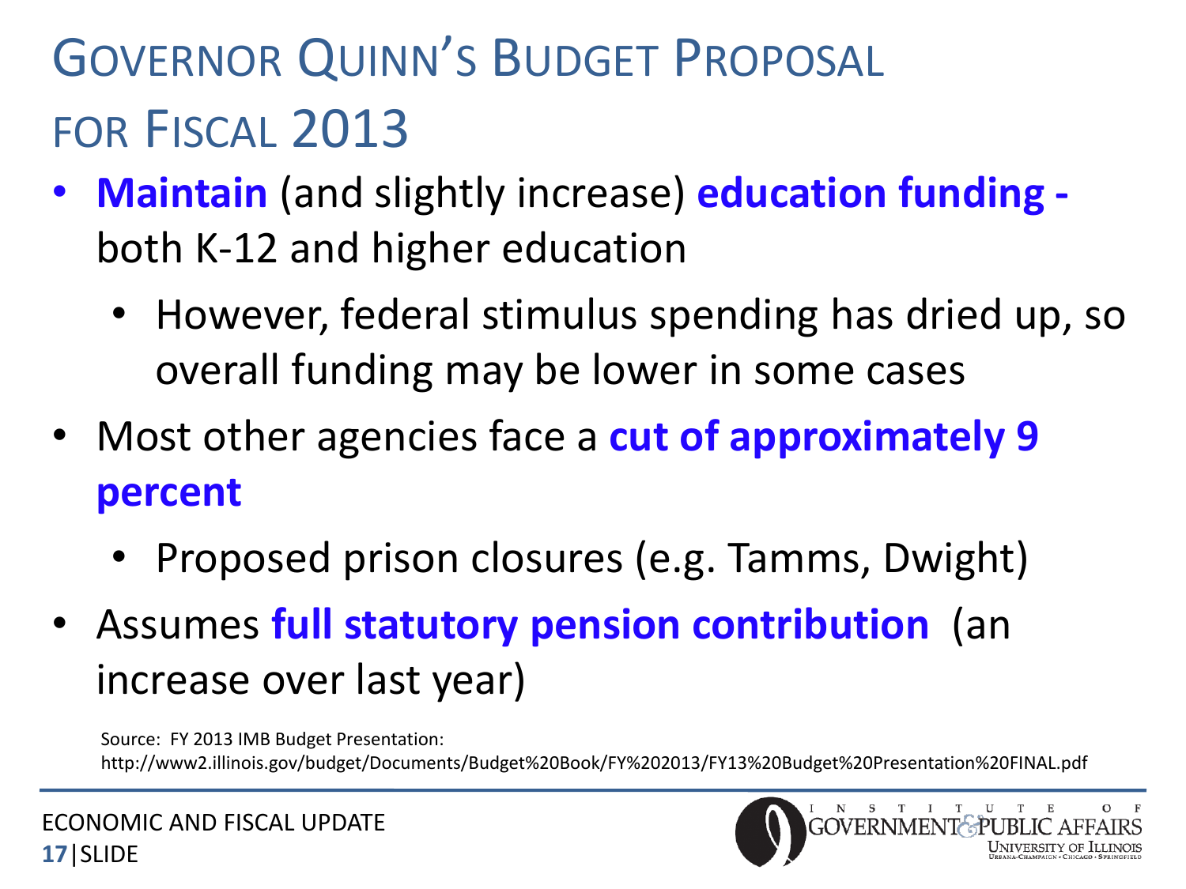# Governor Quinn's Budget Proposal for Fiscal 2013

- **Maintain** (and slightly increase) **education funding -** both K-12 and higher education
  - However, federal stimulus spending has dried up, so overall funding may be lower in some cases
- Most other agencies face a **cut of approximately 9 percent**
  - Proposed prison closures (e.g. Tamms, Dwight)
- Assumes **full statutory pension contribution** (an increase over last year)

Source: FY 2013 IMB Budget Presentation: http://www2.illinois.gov/budget/Documents/Budget%20Book/FY%202013/FY13%20Budget%20Presentation%20FINAL.pdf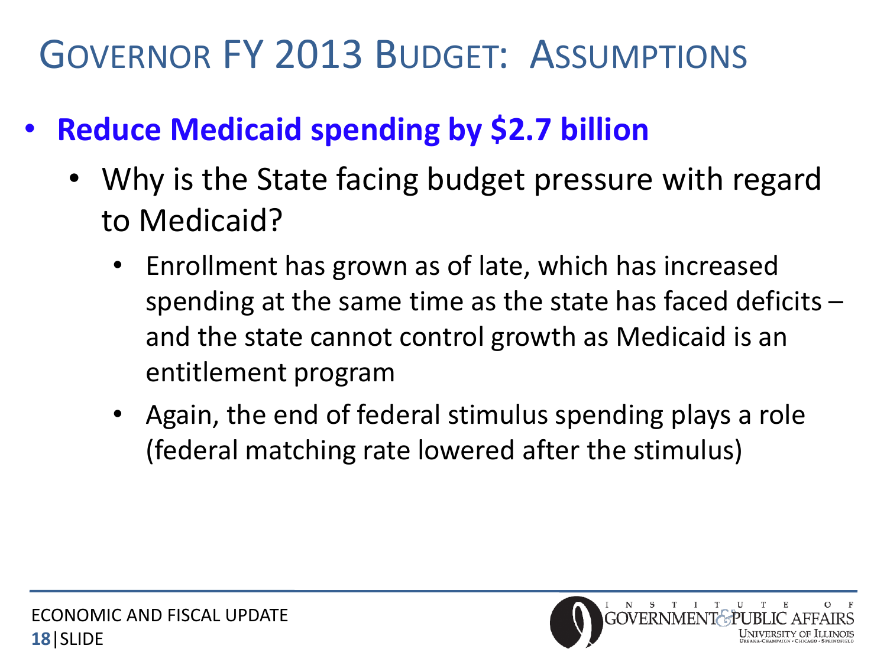# GOVERNOR FY 2013 BUDGET: ASSUMPTIONS

- **Reduce Medicaid spending by $2.7 billion**
  - Why is the State facing budget pressure with regard to Medicaid?
    - Enrollment has grown as of late, which has increased spending at the same time as the state has faced deficits – and the state cannot control growth as Medicaid is an entitlement program
    - Again, the end of federal stimulus spending plays a role (federal matching rate lowered after the stimulus)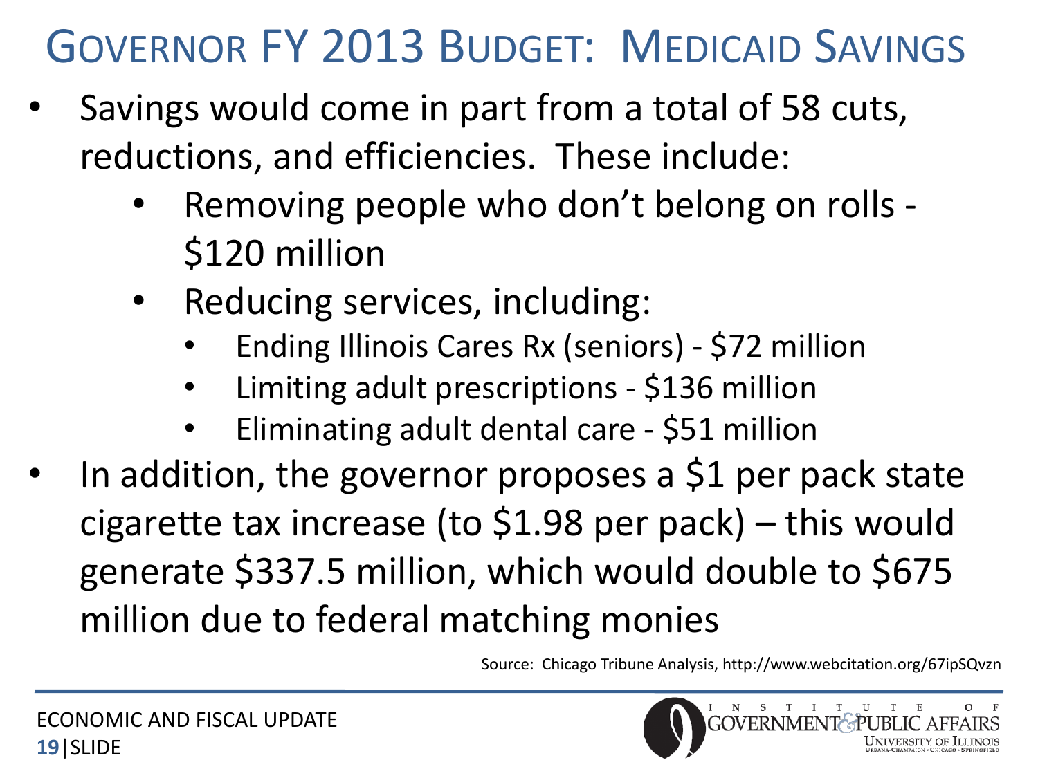# Governor FY 2013 Budget: Medicaid Savings

- Savings would come in part from a total of 58 cuts, reductions, and efficiencies. These include:
  - Removing people who don't belong on rolls - $120 million
  - Reducing services, including:
    - Ending Illinois Cares Rx (seniors) - $72 million
    - Limiting adult prescriptions - $136 million
    - Eliminating adult dental care - $51 million
- In addition, the governor proposes a $1 per pack state cigarette tax increase (to $1.98 per pack) – this would generate $337.5 million, which would double to $675 million due to federal matching monies

Source: Chicago Tribune Analysis, http://www.webcitation.org/67ipSQvzn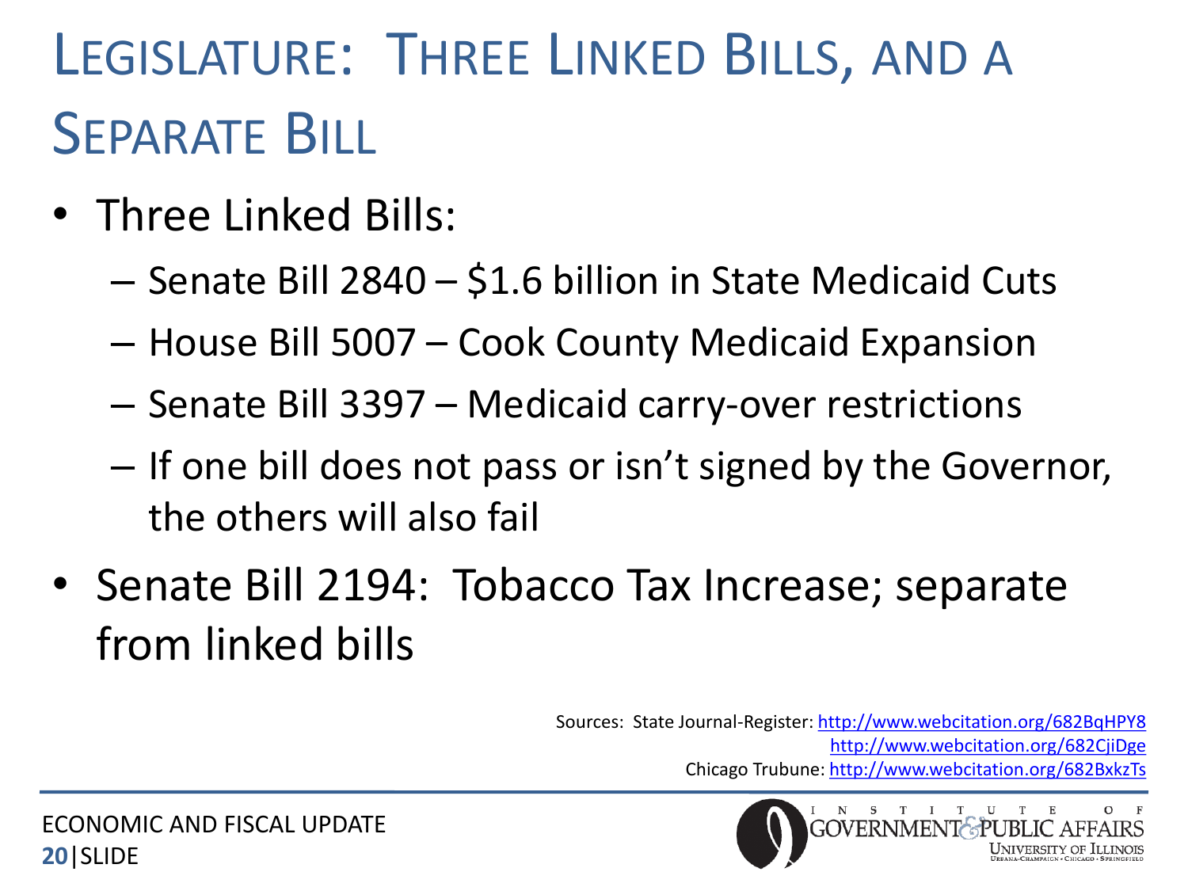# Legislature: Three Linked Bills, and a Separate Bill

- Three Linked Bills:
  - Senate Bill 2840 – $1.6 billion in State Medicaid Cuts
  - House Bill 5007 – Cook County Medicaid Expansion
  - Senate Bill 3397 – Medicaid carry-over restrictions
  - If one bill does not pass or isn't signed by the Governor, the others will also fail
- Senate Bill 2194: Tobacco Tax Increase; separate from linked bills

Sources: State Journal-Register: http://www.webcitation.org/682BqHPY8
http://www.webcitation.org/682CjiDge
Chicago Trubune: http://www.webcitation.org/682BxkzTs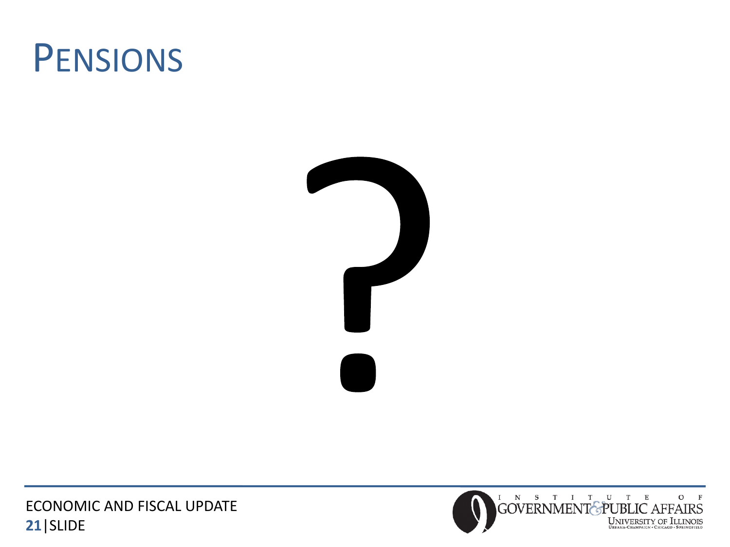# PENSIONS

?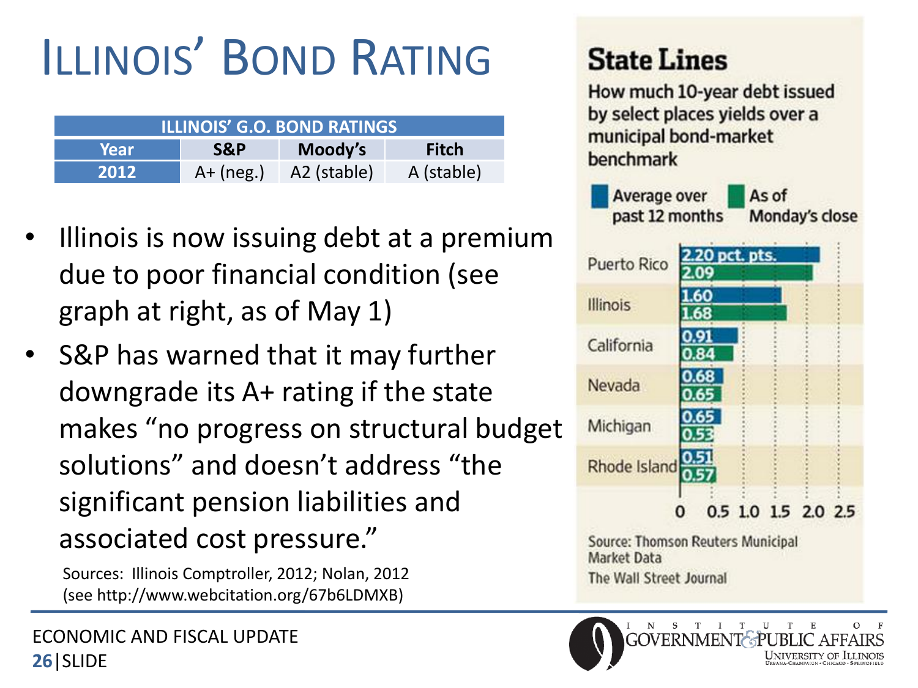# Illinois' Bond Rating

| ILLINOIS' G.O. BOND RATINGS | | | |
|---|---|---|---|
| Year | S&P | Moody's | Fitch |
| 2012 | A+ (neg.) | A2 (stable) | A (stable) |

- Illinois is now issuing debt at a premium due to poor financial condition (see graph at right, as of May 1)
- S&P has warned that it may further downgrade its A+ rating if the state makes "no progress on structural budget solutions" and doesn't address "the significant pension liabilities and associated cost pressure."

Sources: Illinois Comptroller, 2012; Nolan, 2012 (see http://www.webcitation.org/67b6LDMXB)

## State Lines

How much 10-year debt issued by select places yields over a municipal bond-market benchmark

| | Average over past 12 months | As of Monday's close |
|---|---|---|
| Puerto Rico | 2.20 pct. pts. | 2.09 |
| Illinois | 1.60 | 1.68 |
| California | 0.91 | 0.84 |
| Nevada | 0.68 | 0.65 |
| Michigan | 0.65 | 0.53 |
| Rhode Island | 0.51 | 0.57 |

Source: Thomson Reuters Municipal Market Data

The Wall Street Journal

ECONOMIC AND FISCAL UPDATE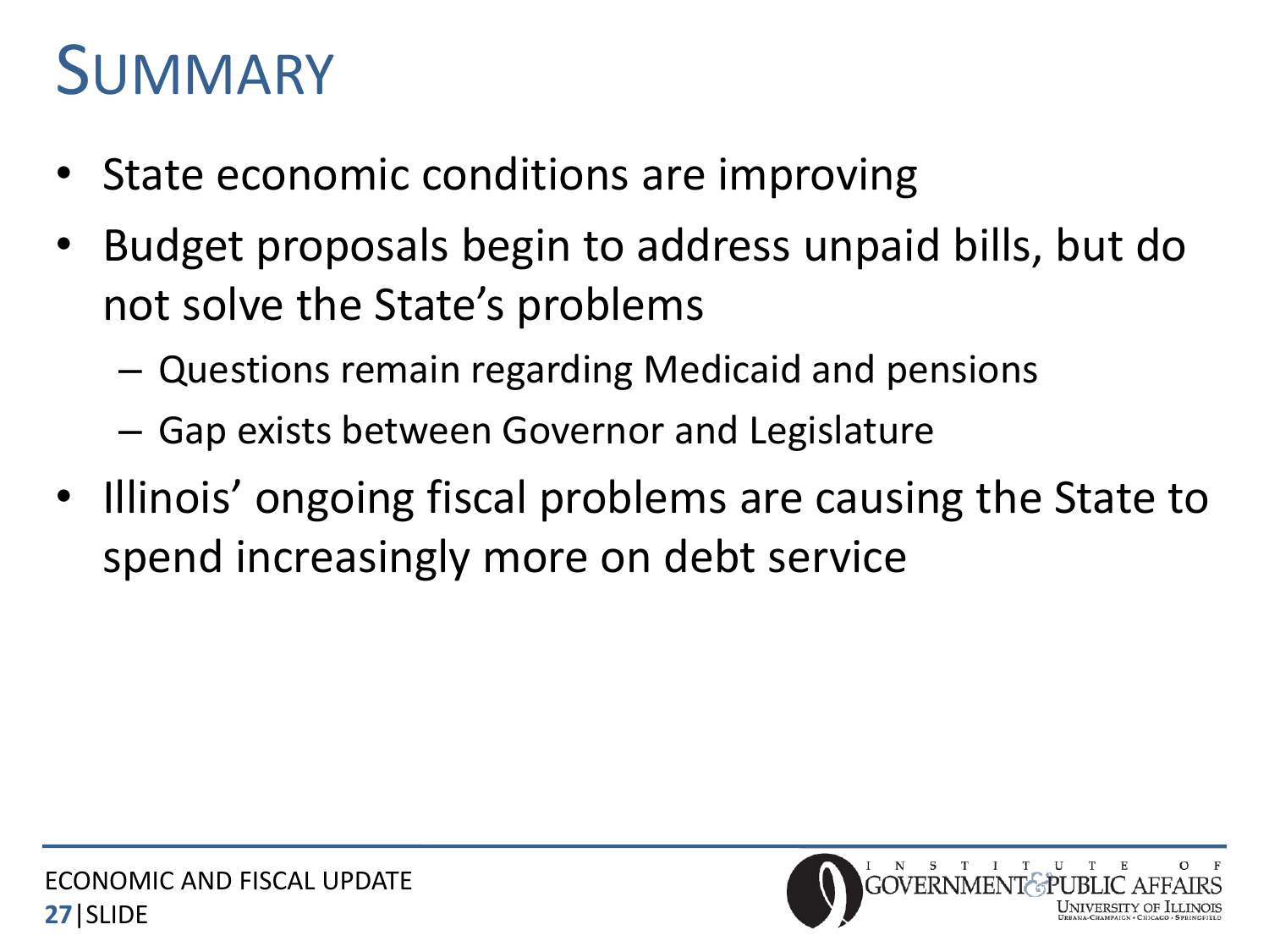# Summary

- State economic conditions are improving
- Budget proposals begin to address unpaid bills, but do not solve the State's problems
  - Questions remain regarding Medicaid and pensions
  - Gap exists between Governor and Legislature
- Illinois' ongoing fiscal problems are causing the State to spend increasingly more on debt service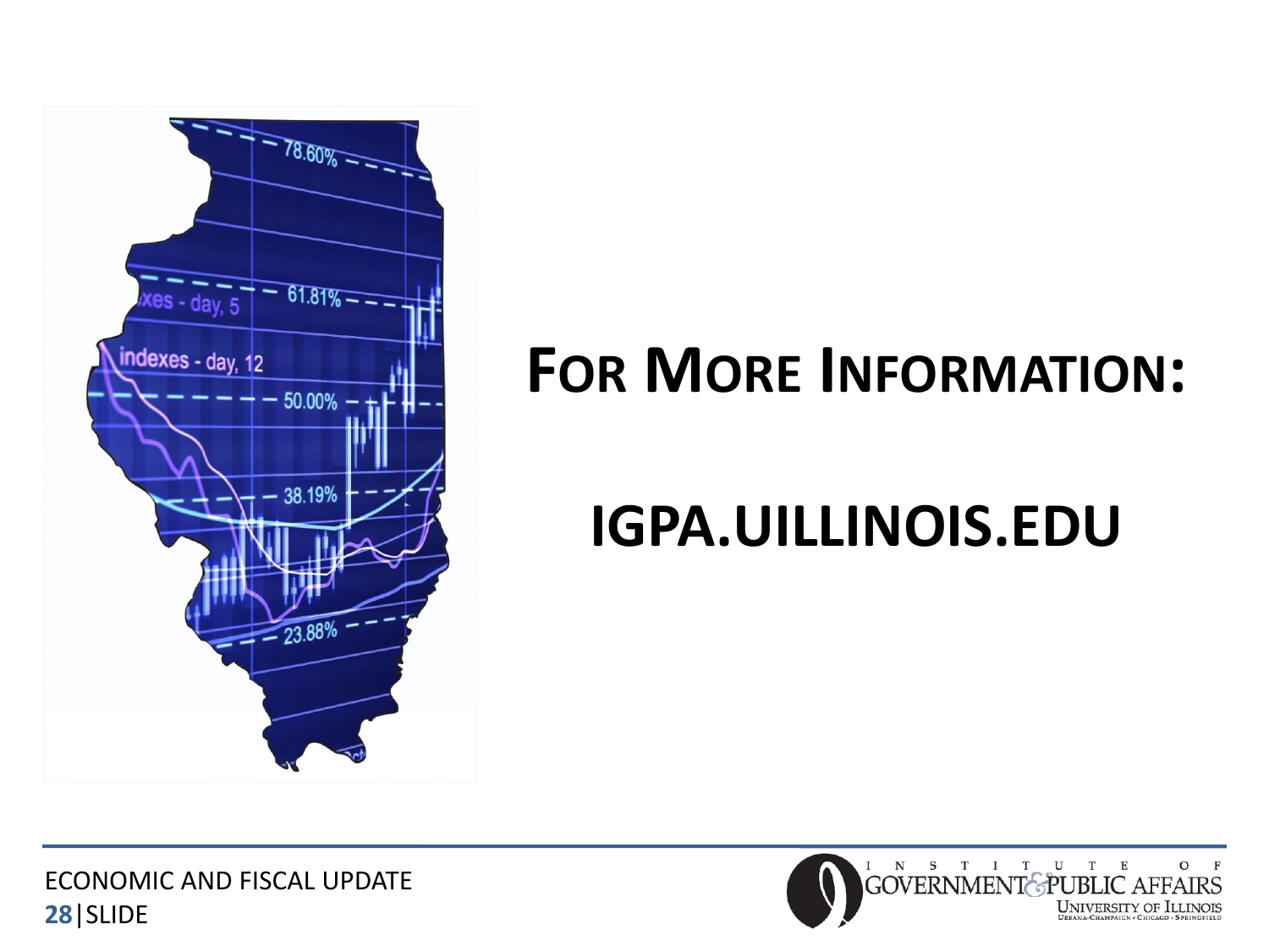# For More Information:

# IGPA.UILLINOIS.EDU